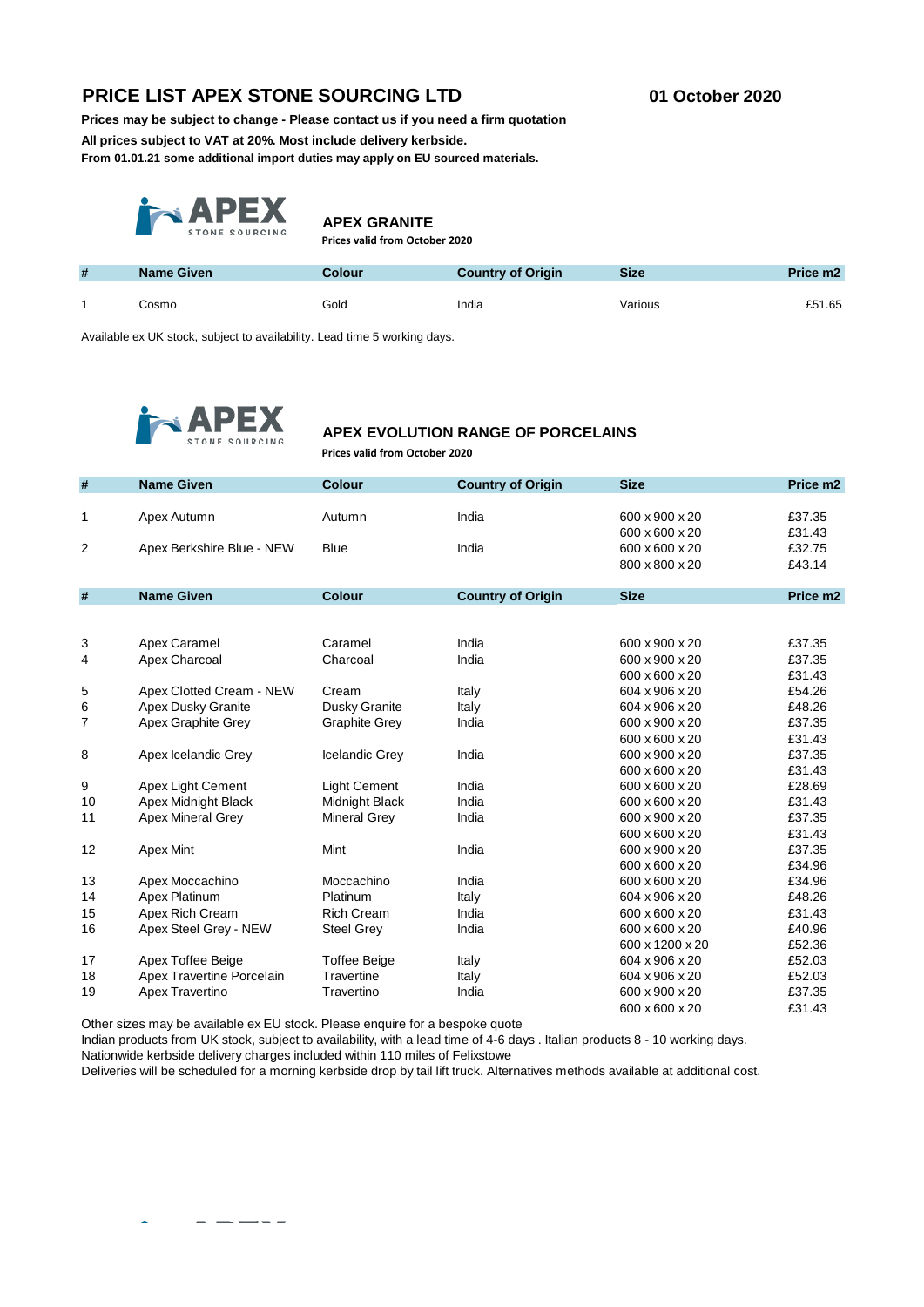# PRICE LIST APEX STONE SOURCING LTD

**01 October 2020**

**Prices may be subject to change - Please contact us if you need a firm quotation**

**All prices subject to VAT at 20%. Most include delivery kerbside.**

**From 01.01.21 some additional import duties may apply on EU sourced materials.**

## APEX GRANITE

**Prices valid from October 2020**

| # | Name Given | Colour | Country of Origin | Size | Price m2 |
|---|---|---|---|---|---|
| 1 | Cosmo | Gold | India | Various | £51.65 |

Available ex UK stock, subject to availability. Lead time 5 working days.

## APEX EVOLUTION RANGE OF PORCELAINS

**Prices valid from October 2020**

| # | Name Given | Colour | Country of Origin | Size | Price m2 |
|---|---|---|---|---|---|
| 1 | Apex Autumn | Autumn | India | 600 x 900 x 20 | £37.35 |
| | | | | 600 x 600 x 20 | £31.43 |
| 2 | Apex Berkshire Blue - NEW | Blue | India | 600 x 600 x 20 | £32.75 |
| | | | | 800 x 800 x 20 | £43.14 |
| 3 | Apex Caramel | Caramel | India | 600 x 900 x 20 | £37.35 |
| 4 | Apex Charcoal | Charcoal | India | 600 x 900 x 20 | £37.35 |
| | | | | 600 x 600 x 20 | £31.43 |
| 5 | Apex Clotted Cream - NEW | Cream | Italy | 604 x 906 x 20 | £54.26 |
| 6 | Apex Dusky Granite | Dusky Granite | Italy | 604 x 906 x 20 | £48.26 |
| 7 | Apex Graphite Grey | Graphite Grey | India | 600 x 900 x 20 | £37.35 |
| | | | | 600 x 600 x 20 | £31.43 |
| 8 | Apex Icelandic Grey | Icelandic Grey | India | 600 x 900 x 20 | £37.35 |
| | | | | 600 x 600 x 20 | £31.43 |
| 9 | Apex Light Cement | Light Cement | India | 600 x 600 x 20 | £28.69 |
| 10 | Apex Midnight Black | Midnight Black | India | 600 x 600 x 20 | £31.43 |
| 11 | Apex Mineral Grey | Mineral Grey | India | 600 x 900 x 20 | £37.35 |
| | | | | 600 x 600 x 20 | £31.43 |
| 12 | Apex Mint | Mint | India | 600 x 900 x 20 | £37.35 |
| | | | | 600 x 600 x 20 | £34.96 |
| 13 | Apex Moccachino | Moccachino | India | 600 x 600 x 20 | £34.96 |
| 14 | Apex Platinum | Platinum | Italy | 604 x 906 x 20 | £48.26 |
| 15 | Apex Rich Cream | Rich Cream | India | 600 x 600 x 20 | £31.43 |
| 16 | Apex Steel Grey - NEW | Steel Grey | India | 600 x 600 x 20 | £40.96 |
| | | | | 600 x 1200 x 20 | £52.36 |
| 17 | Apex Toffee Beige | Toffee Beige | Italy | 604 x 906 x 20 | £52.03 |
| 18 | Apex Travertine Porcelain | Travertine | Italy | 604 x 906 x 20 | £52.03 |
| 19 | Apex Travertino | Travertino | India | 600 x 900 x 20 | £37.35 |
| | | | | 600 x 600 x 20 | £31.43 |

Other sizes may be available ex EU stock. Please enquire for a bespoke quote

Indian products from UK stock, subject to availability, with a lead time of 4-6 days . Italian products 8 - 10 working days.

Nationwide kerbside delivery charges included within 110 miles of Felixstowe

Deliveries will be scheduled for a morning kerbside drop by tail lift truck. Alternatives methods available at additional cost.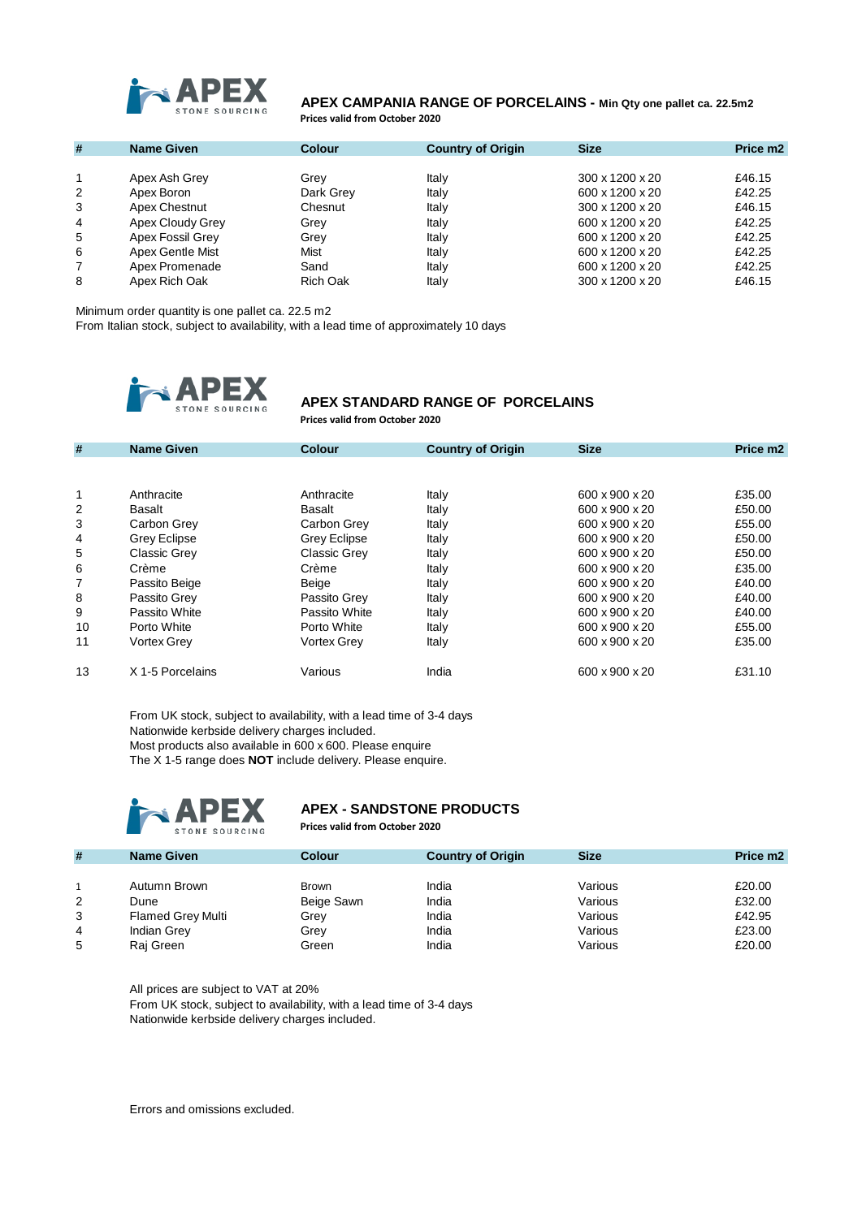## APEX CAMPANIA RANGE OF PORCELAINS - Min Qty one pallet ca. 22.5m2

**Prices valid from October 2020**

| # | Name Given | Colour | Country of Origin | Size | Price m2 |
|---|---|---|---|---|---|
| 1 | Apex Ash Grey | Grey | Italy | 300 x 1200 x 20 | £46.15 |
| 2 | Apex Boron | Dark Grey | Italy | 600 x 1200 x 20 | £42.25 |
| 3 | Apex Chestnut | Chesnut | Italy | 300 x 1200 x 20 | £46.15 |
| 4 | Apex Cloudy Grey | Grey | Italy | 600 x 1200 x 20 | £42.25 |
| 5 | Apex Fossil Grey | Grey | Italy | 600 x 1200 x 20 | £42.25 |
| 6 | Apex Gentle Mist | Mist | Italy | 600 x 1200 x 20 | £42.25 |
| 7 | Apex Promenade | Sand | Italy | 600 x 1200 x 20 | £42.25 |
| 8 | Apex Rich Oak | Rich Oak | Italy | 300 x 1200 x 20 | £46.15 |

Minimum order quantity is one pallet ca. 22.5 m2
From Italian stock, subject to availability, with a lead time of approximately 10 days

## APEX STANDARD RANGE OF PORCELAINS

**Prices valid from October 2020**

| # | Name Given | Colour | Country of Origin | Size | Price m2 |
|---|---|---|---|---|---|
| 1 | Anthracite | Anthracite | Italy | 600 x 900 x 20 | £35.00 |
| 2 | Basalt | Basalt | Italy | 600 x 900 x 20 | £50.00 |
| 3 | Carbon Grey | Carbon Grey | Italy | 600 x 900 x 20 | £55.00 |
| 4 | Grey Eclipse | Grey Eclipse | Italy | 600 x 900 x 20 | £50.00 |
| 5 | Classic Grey | Classic Grey | Italy | 600 x 900 x 20 | £50.00 |
| 6 | Crème | Crème | Italy | 600 x 900 x 20 | £35.00 |
| 7 | Passito Beige | Beige | Italy | 600 x 900 x 20 | £40.00 |
| 8 | Passito Grey | Passito Grey | Italy | 600 x 900 x 20 | £40.00 |
| 9 | Passito White | Passito White | Italy | 600 x 900 x 20 | £40.00 |
| 10 | Porto White | Porto White | Italy | 600 x 900 x 20 | £55.00 |
| 11 | Vortex Grey | Vortex Grey | Italy | 600 x 900 x 20 | £35.00 |
| 13 | X 1-5 Porcelains | Various | India | 600 x 900 x 20 | £31.10 |

From UK stock, subject to availability, with a lead time of 3-4 days
Nationwide kerbside delivery charges included.
Most products also available in 600 x 600. Please enquire
The X 1-5 range does **NOT** include delivery. Please enquire.

## APEX - SANDSTONE PRODUCTS

**Prices valid from October 2020**

| # | Name Given | Colour | Country of Origin | Size | Price m2 |
|---|---|---|---|---|---|
| 1 | Autumn Brown | Brown | India | Various | £20.00 |
| 2 | Dune | Beige Sawn | India | Various | £32.00 |
| 3 | Flamed Grey Multi | Grey | India | Various | £42.95 |
| 4 | Indian Grey | Grey | India | Various | £23.00 |
| 5 | Raj Green | Green | India | Various | £20.00 |

All prices are subject to VAT at 20%
From UK stock, subject to availability, with a lead time of 3-4 days
Nationwide kerbside delivery charges included.

Errors and omissions excluded.